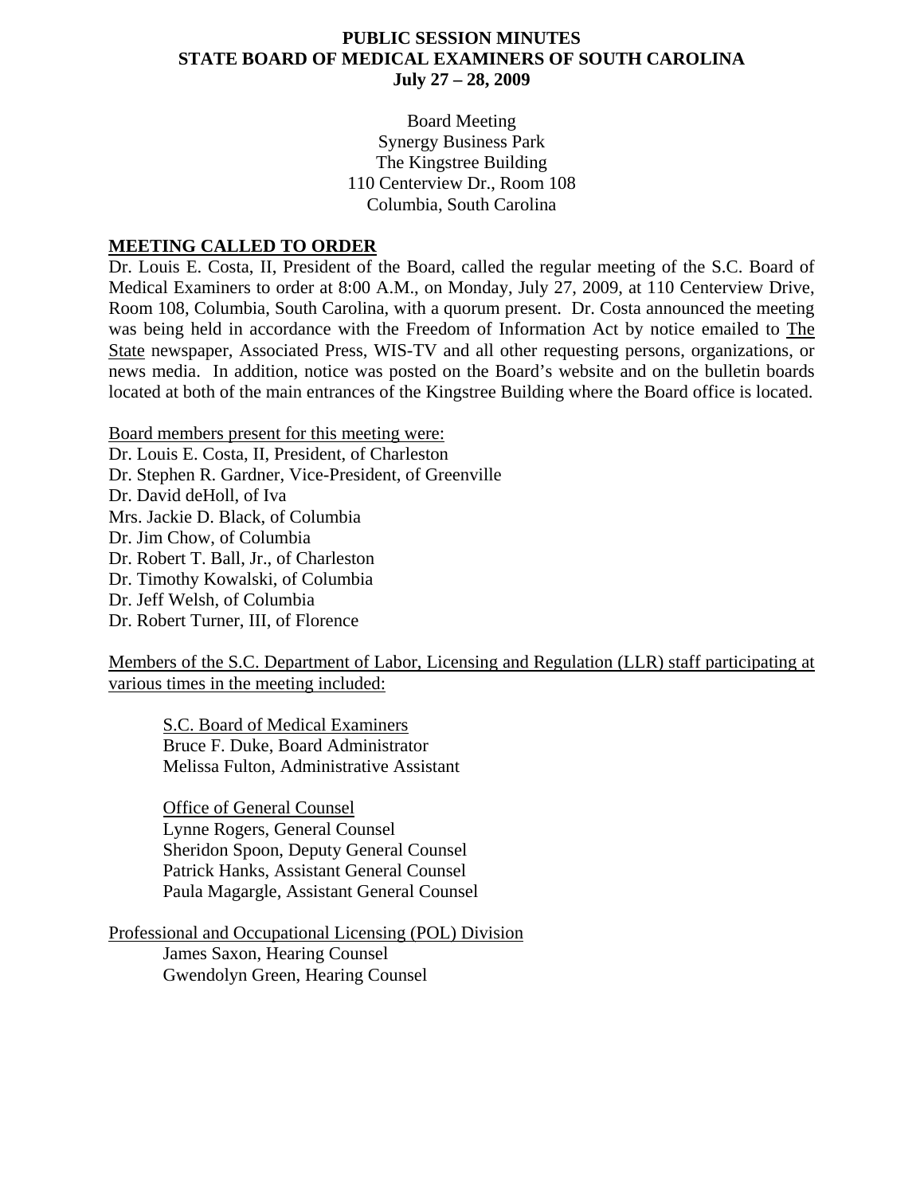**PUBLIC SESSION MINUTES**
**STATE BOARD OF MEDICAL EXAMINERS OF SOUTH CAROLINA**
**July 27 – 28, 2009**

Board Meeting
Synergy Business Park
The Kingstree Building
110 Centerview Dr., Room 108
Columbia, South Carolina

## MEETING CALLED TO ORDER

Dr. Louis E. Costa, II, President of the Board, called the regular meeting of the S.C. Board of Medical Examiners to order at 8:00 A.M., on Monday, July 27, 2009, at 110 Centerview Drive, Room 108, Columbia, South Carolina, with a quorum present. Dr. Costa announced the meeting was being held in accordance with the Freedom of Information Act by notice emailed to The State newspaper, Associated Press, WIS-TV and all other requesting persons, organizations, or news media. In addition, notice was posted on the Board's website and on the bulletin boards located at both of the main entrances of the Kingstree Building where the Board office is located.

Board members present for this meeting were:

Dr. Louis E. Costa, II, President, of Charleston
Dr. Stephen R. Gardner, Vice-President, of Greenville
Dr. David deHoll, of Iva
Mrs. Jackie D. Black, of Columbia
Dr. Jim Chow, of Columbia
Dr. Robert T. Ball, Jr., of Charleston
Dr. Timothy Kowalski, of Columbia
Dr. Jeff Welsh, of Columbia
Dr. Robert Turner, III, of Florence

Members of the S.C. Department of Labor, Licensing and Regulation (LLR) staff participating at various times in the meeting included:

S.C. Board of Medical Examiners
Bruce F. Duke, Board Administrator
Melissa Fulton, Administrative Assistant

Office of General Counsel
Lynne Rogers, General Counsel
Sheridon Spoon, Deputy General Counsel
Patrick Hanks, Assistant General Counsel
Paula Magargle, Assistant General Counsel

Professional and Occupational Licensing (POL) Division
James Saxon, Hearing Counsel
Gwendolyn Green, Hearing Counsel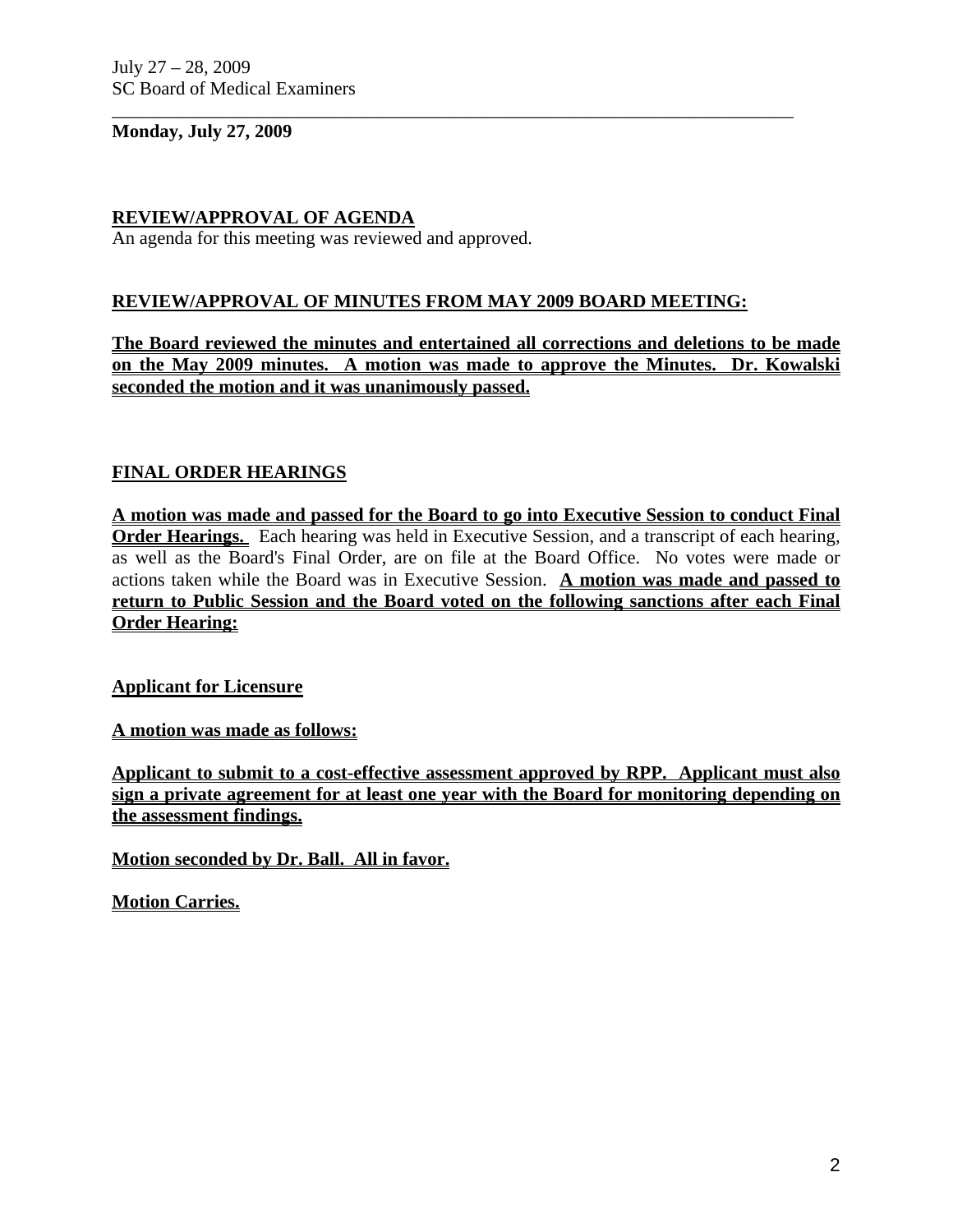**Monday, July 27, 2009**

**REVIEW/APPROVAL OF AGENDA**

An agenda for this meeting was reviewed and approved.

**REVIEW/APPROVAL OF MINUTES FROM MAY 2009 BOARD MEETING:**

**The Board reviewed the minutes and entertained all corrections and deletions to be made on the May 2009 minutes. A motion was made to approve the Minutes. Dr. Kowalski seconded the motion and it was unanimously passed.**

**FINAL ORDER HEARINGS**

**A motion was made and passed for the Board to go into Executive Session to conduct Final Order Hearings.** Each hearing was held in Executive Session, and a transcript of each hearing, as well as the Board's Final Order, are on file at the Board Office. No votes were made or actions taken while the Board was in Executive Session. **A motion was made and passed to return to Public Session and the Board voted on the following sanctions after each Final Order Hearing:**

**Applicant for Licensure**

**A motion was made as follows:**

**Applicant to submit to a cost-effective assessment approved by RPP. Applicant must also sign a private agreement for at least one year with the Board for monitoring depending on the assessment findings.**

**Motion seconded by Dr. Ball. All in favor.**

**Motion Carries.**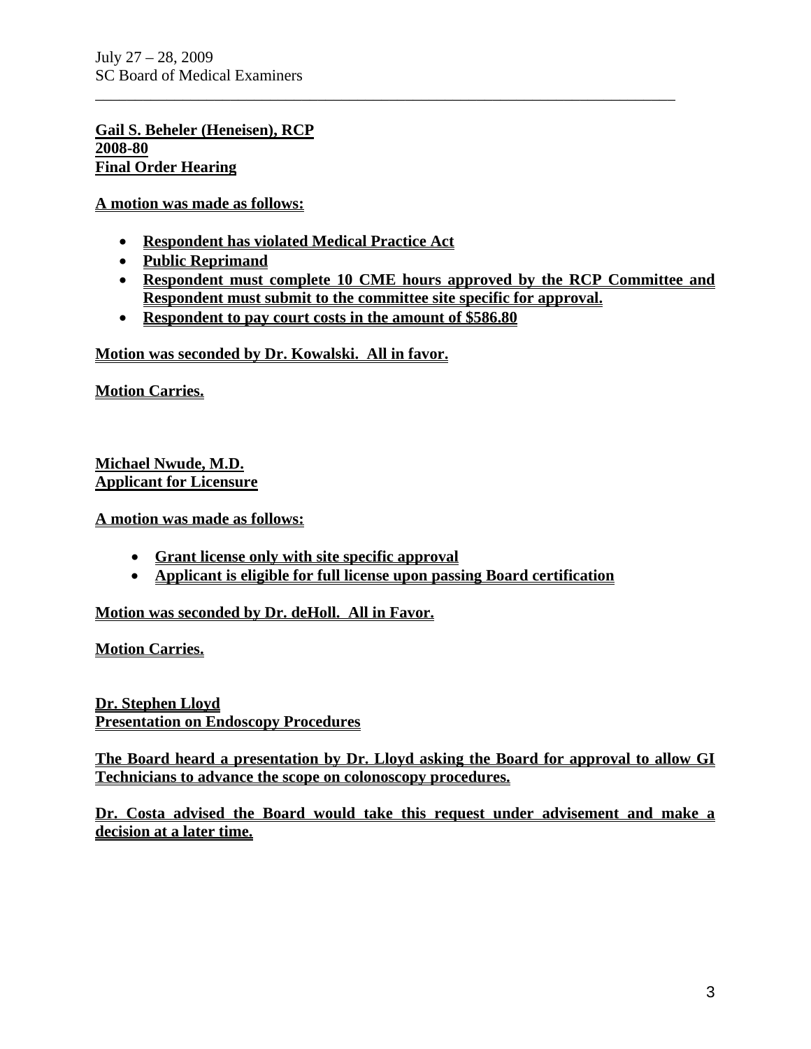**Gail S. Beheler (Heneisen), RCP**
**2008-80**
**Final Order Hearing**

**A motion was made as follows:**

- **Respondent has violated Medical Practice Act**
- **Public Reprimand**
- **Respondent must complete 10 CME hours approved by the RCP Committee and Respondent must submit to the committee site specific for approval.**
- **Respondent to pay court costs in the amount of $586.80**

**Motion was seconded by Dr. Kowalski. All in favor.**

**Motion Carries.**

**Michael Nwude, M.D.**
**Applicant for Licensure**

**A motion was made as follows:**

- **Grant license only with site specific approval**
- **Applicant is eligible for full license upon passing Board certification**

**Motion was seconded by Dr. deHoll. All in Favor.**

**Motion Carries.**

**Dr. Stephen Lloyd**
**Presentation on Endoscopy Procedures**

**The Board heard a presentation by Dr. Lloyd asking the Board for approval to allow GI Technicians to advance the scope on colonoscopy procedures.**

**Dr. Costa advised the Board would take this request under advisement and make a decision at a later time.**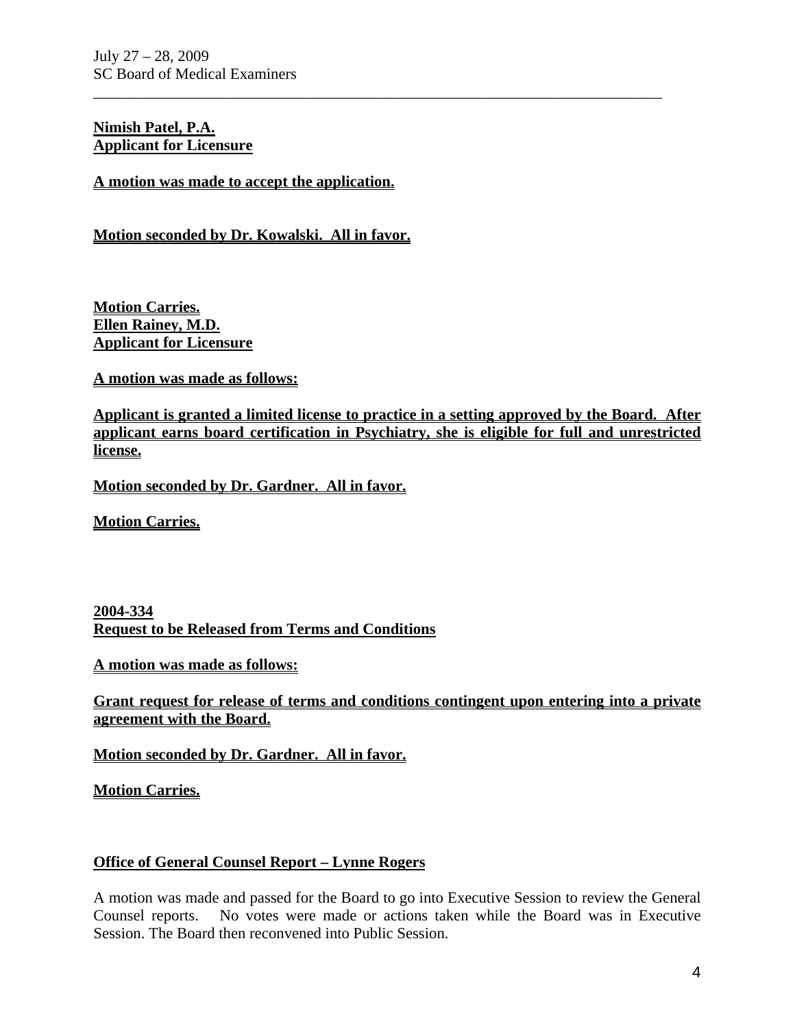**Nimish Patel, P.A.**
**Applicant for Licensure**

**A motion was made to accept the application.**

**Motion seconded by Dr. Kowalski. All in favor.**

**Motion Carries.**
**Ellen Rainey, M.D.**
**Applicant for Licensure**

**A motion was made as follows:**

**Applicant is granted a limited license to practice in a setting approved by the Board. After applicant earns board certification in Psychiatry, she is eligible for full and unrestricted license.**

**Motion seconded by Dr. Gardner. All in favor.**

**Motion Carries.**

**2004-334**
**Request to be Released from Terms and Conditions**

**A motion was made as follows:**

**Grant request for release of terms and conditions contingent upon entering into a private agreement with the Board.**

**Motion seconded by Dr. Gardner. All in favor.**

**Motion Carries.**

**Office of General Counsel Report – Lynne Rogers**

A motion was made and passed for the Board to go into Executive Session to review the General Counsel reports. No votes were made or actions taken while the Board was in Executive Session. The Board then reconvened into Public Session.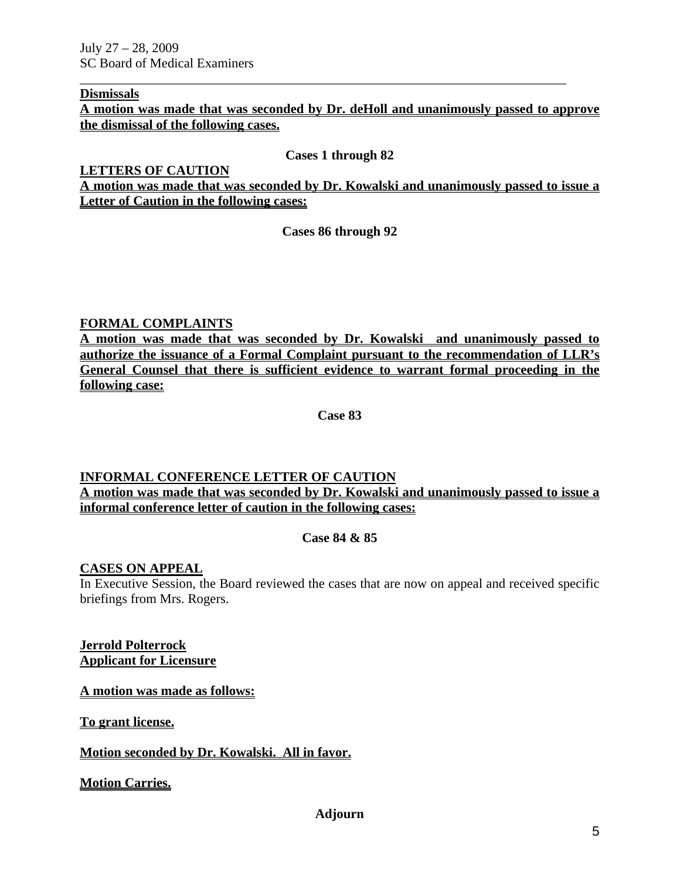**Dismissals**

**A motion was made that was seconded by Dr. deHoll and unanimously passed to approve the dismissal of the following cases.**

**Cases 1 through 82**

**LETTERS OF CAUTION**

**A motion was made that was seconded by Dr. Kowalski and unanimously passed to issue a Letter of Caution in the following cases:**

**Cases 86 through 92**

**FORMAL COMPLAINTS**

**A motion was made that was seconded by Dr. Kowalski and unanimously passed to authorize the issuance of a Formal Complaint pursuant to the recommendation of LLR's General Counsel that there is sufficient evidence to warrant formal proceeding in the following case:**

**Case 83**

**INFORMAL CONFERENCE LETTER OF CAUTION**

**A motion was made that was seconded by Dr. Kowalski and unanimously passed to issue a informal conference letter of caution in the following cases:**

**Case 84 & 85**

**CASES ON APPEAL**

In Executive Session, the Board reviewed the cases that are now on appeal and received specific briefings from Mrs. Rogers.

**Jerrold Polterrock**
**Applicant for Licensure**

**A motion was made as follows:**

**To grant license.**

**Motion seconded by Dr. Kowalski. All in favor.**

**Motion Carries.**

**Adjourn**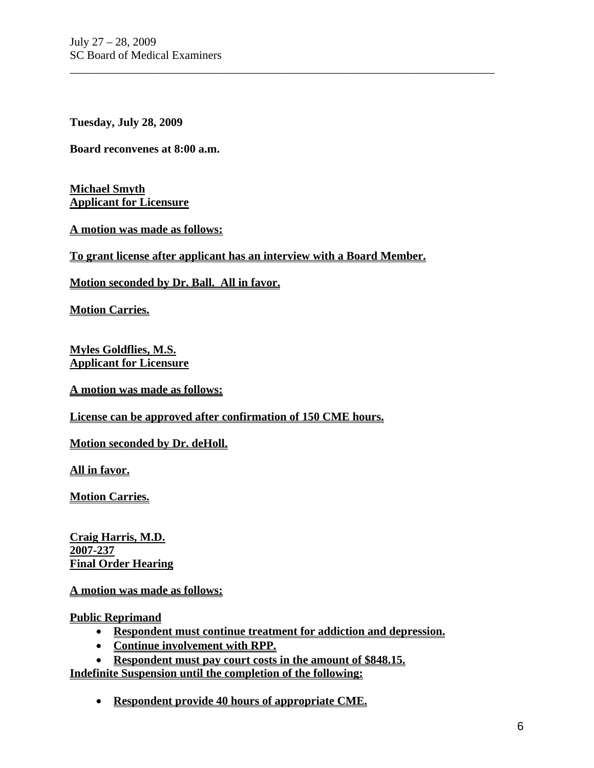**Tuesday, July 28, 2009**

**Board reconvenes at 8:00 a.m.**

**Michael Smyth**
**Applicant for Licensure**

**A motion was made as follows:**

**To grant license after applicant has an interview with a Board Member.**

**Motion seconded by Dr. Ball. All in favor.**

**Motion Carries.**

**Myles Goldflies, M.S.**
**Applicant for Licensure**

**A motion was made as follows:**

**License can be approved after confirmation of 150 CME hours.**

**Motion seconded by Dr. deHoll.**

**All in favor.**

**Motion Carries.**

**Craig Harris, M.D.**
**2007-237**
**Final Order Hearing**

**A motion was made as follows:**

**Public Reprimand**

- **Respondent must continue treatment for addiction and depression.**
- **Continue involvement with RPP.**
- **Respondent must pay court costs in the amount of $848.15.**

**Indefinite Suspension until the completion of the following:**

- **Respondent provide 40 hours of appropriate CME.**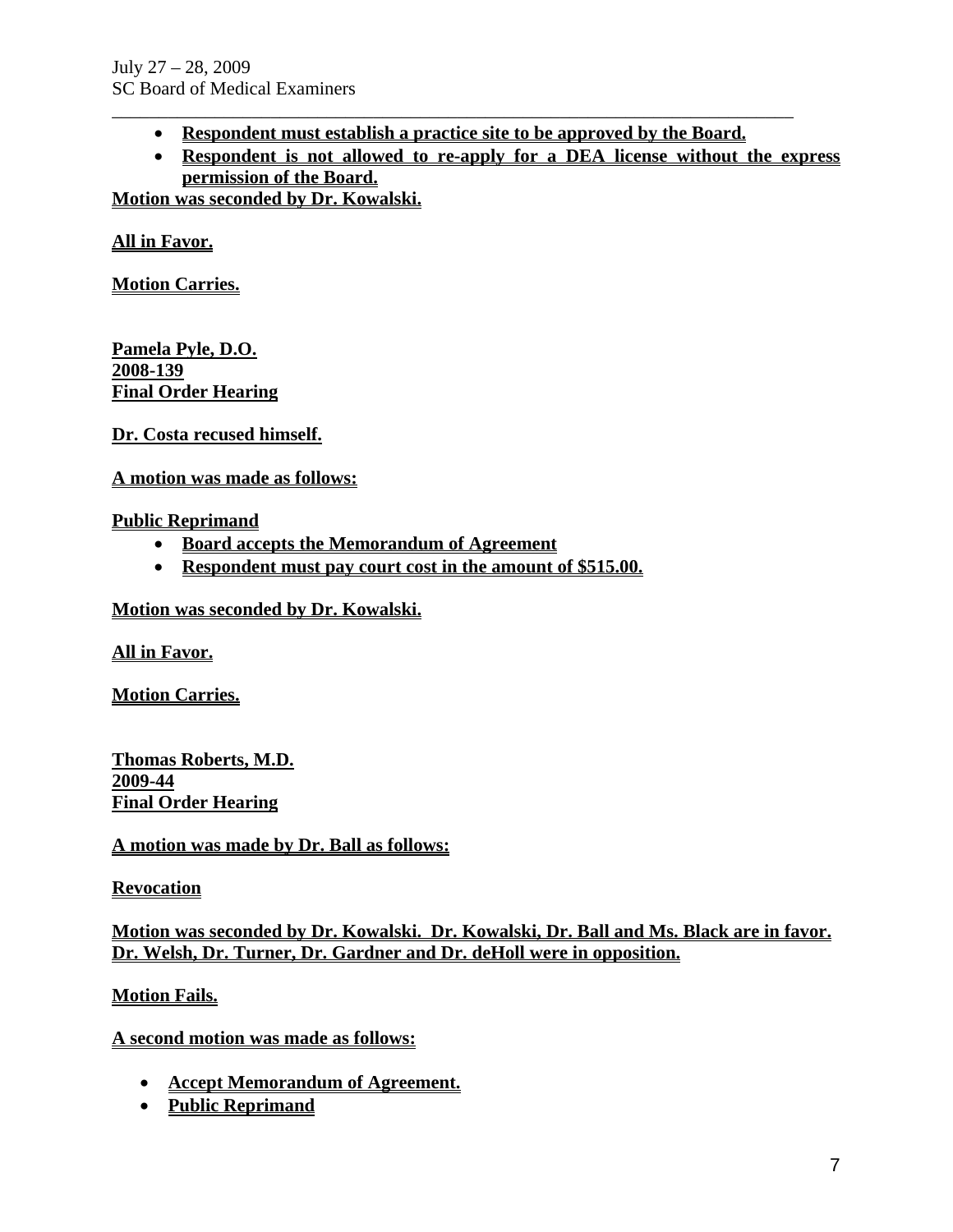- **Respondent must establish a practice site to be approved by the Board.**
- **Respondent is not allowed to re-apply for a DEA license without the express permission of the Board.**

**Motion was seconded by Dr. Kowalski.**

**All in Favor.**

**Motion Carries.**

**Pamela Pyle, D.O.**
**2008-139**
**Final Order Hearing**

**Dr. Costa recused himself.**

**A motion was made as follows:**

**Public Reprimand**

- **Board accepts the Memorandum of Agreement**
- **Respondent must pay court cost in the amount of $515.00.**

**Motion was seconded by Dr. Kowalski.**

**All in Favor.**

**Motion Carries.**

**Thomas Roberts, M.D.**
**2009-44**
**Final Order Hearing**

**A motion was made by Dr. Ball as follows:**

**Revocation**

**Motion was seconded by Dr. Kowalski. Dr. Kowalski, Dr. Ball and Ms. Black are in favor. Dr. Welsh, Dr. Turner, Dr. Gardner and Dr. deHoll were in opposition.**

**Motion Fails.**

**A second motion was made as follows:**

- **Accept Memorandum of Agreement.**
- **Public Reprimand**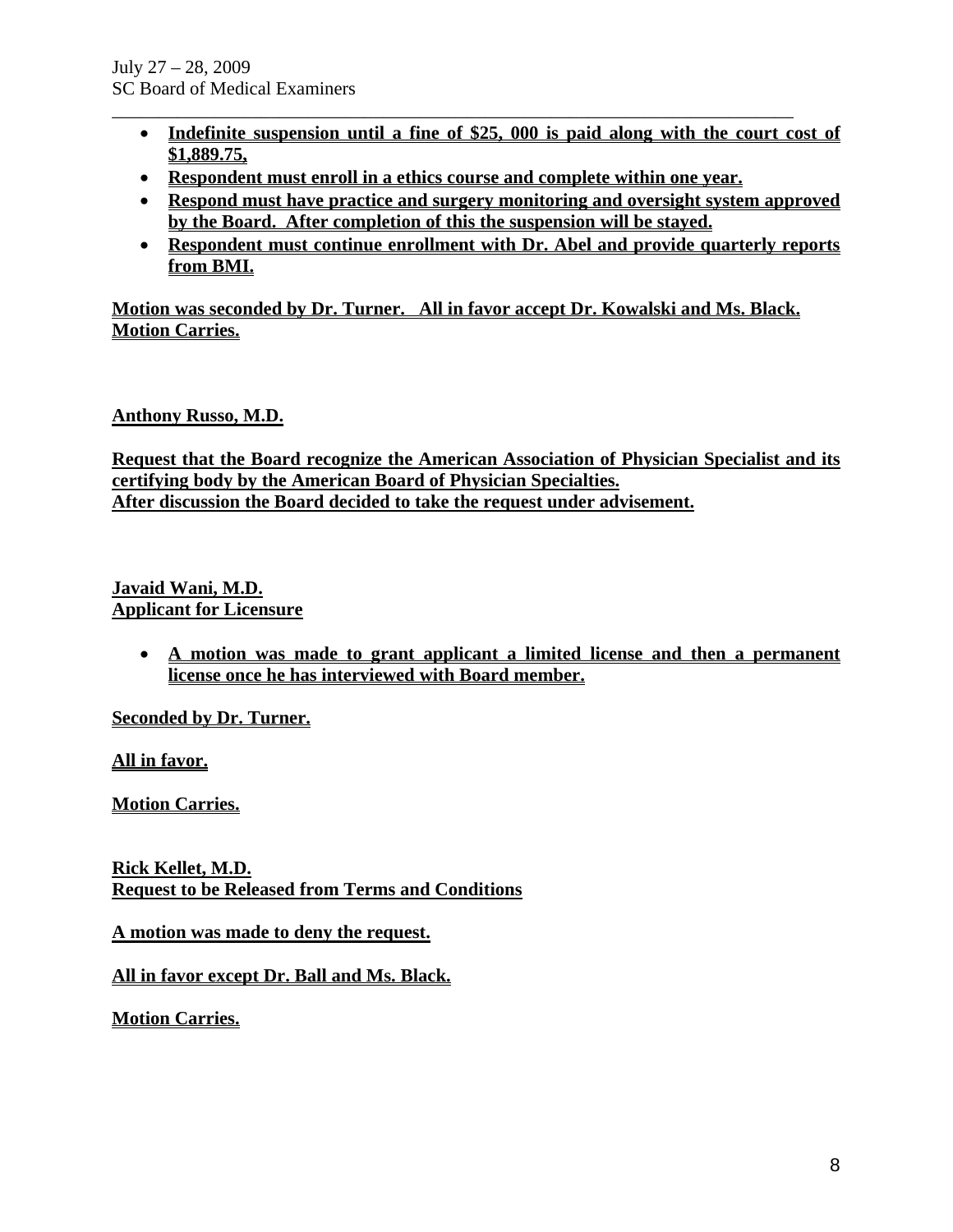- **Indefinite suspension until a fine of $25, 000 is paid along with the court cost of $1,889.75,**
- **Respondent must enroll in a ethics course and complete within one year.**
- **Respond must have practice and surgery monitoring and oversight system approved by the Board. After completion of this the suspension will be stayed.**
- **Respondent must continue enrollment with Dr. Abel and provide quarterly reports from BMI.**

**Motion was seconded by Dr. Turner. All in favor accept Dr. Kowalski and Ms. Black. Motion Carries.**

**Anthony Russo, M.D.**

**Request that the Board recognize the American Association of Physician Specialist and its certifying body by the American Board of Physician Specialties.**
**After discussion the Board decided to take the request under advisement.**

**Javaid Wani, M.D.**
**Applicant for Licensure**

- **A motion was made to grant applicant a limited license and then a permanent license once he has interviewed with Board member.**

**Seconded by Dr. Turner.**

**All in favor.**

**Motion Carries.**

**Rick Kellet, M.D.**
**Request to be Released from Terms and Conditions**

**A motion was made to deny the request.**

**All in favor except Dr. Ball and Ms. Black.**

**Motion Carries.**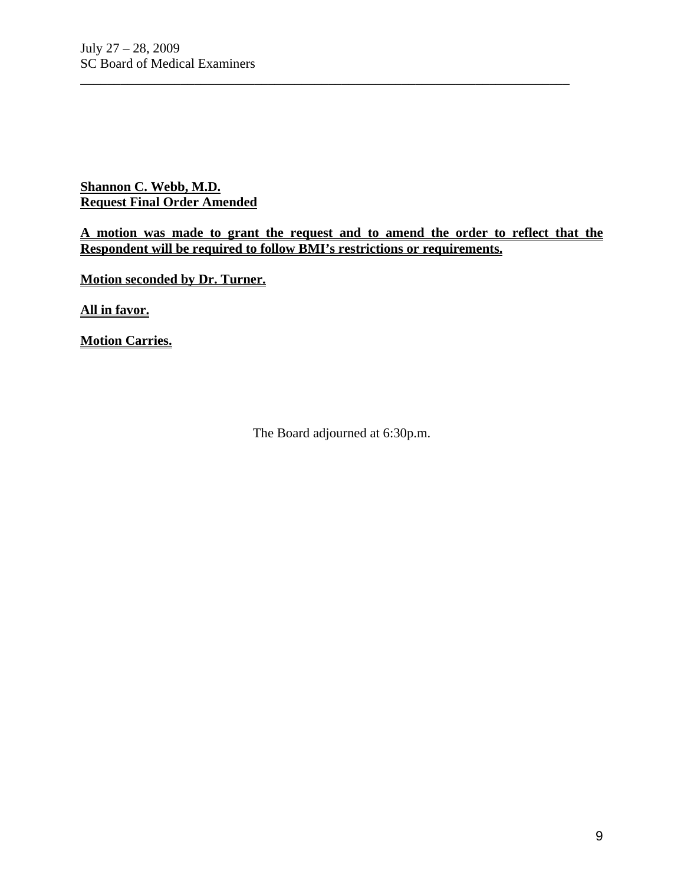**Shannon C. Webb, M.D.**
**Request Final Order Amended**

**A motion was made to grant the request and to amend the order to reflect that the Respondent will be required to follow BMI's restrictions or requirements.**

**Motion seconded by Dr. Turner.**

**All in favor.**

**Motion Carries.**

The Board adjourned at 6:30p.m.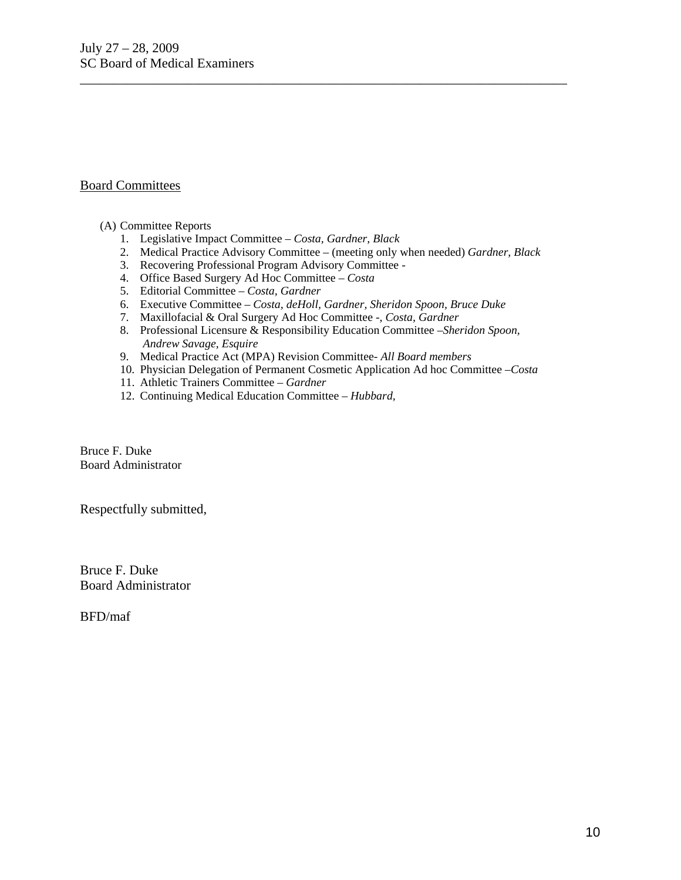Board Committees

(A) Committee Reports

1. Legislative Impact Committee – *Costa, Gardner, Black*
2. Medical Practice Advisory Committee – (meeting only when needed) *Gardner, Black*
3. Recovering Professional Program Advisory Committee -
4. Office Based Surgery Ad Hoc Committee – *Costa*
5. Editorial Committee – *Costa, Gardner*
6. Executive Committee – *Costa, deHoll, Gardner, Sheridon Spoon, Bruce Duke*
7. Maxillofacial & Oral Surgery Ad Hoc Committee -*, Costa, Gardner*
8. Professional Licensure & Responsibility Education Committee –*Sheridon Spoon, Andrew Savage, Esquire*
9. Medical Practice Act (MPA) Revision Committee- *All Board members*
10. Physician Delegation of Permanent Cosmetic Application Ad hoc Committee –*Costa*
11. Athletic Trainers Committee – *Gardner*
12. Continuing Medical Education Committee – *Hubbard,*

Bruce F. Duke
Board Administrator

Respectfully submitted,

Bruce F. Duke
Board Administrator

BFD/maf